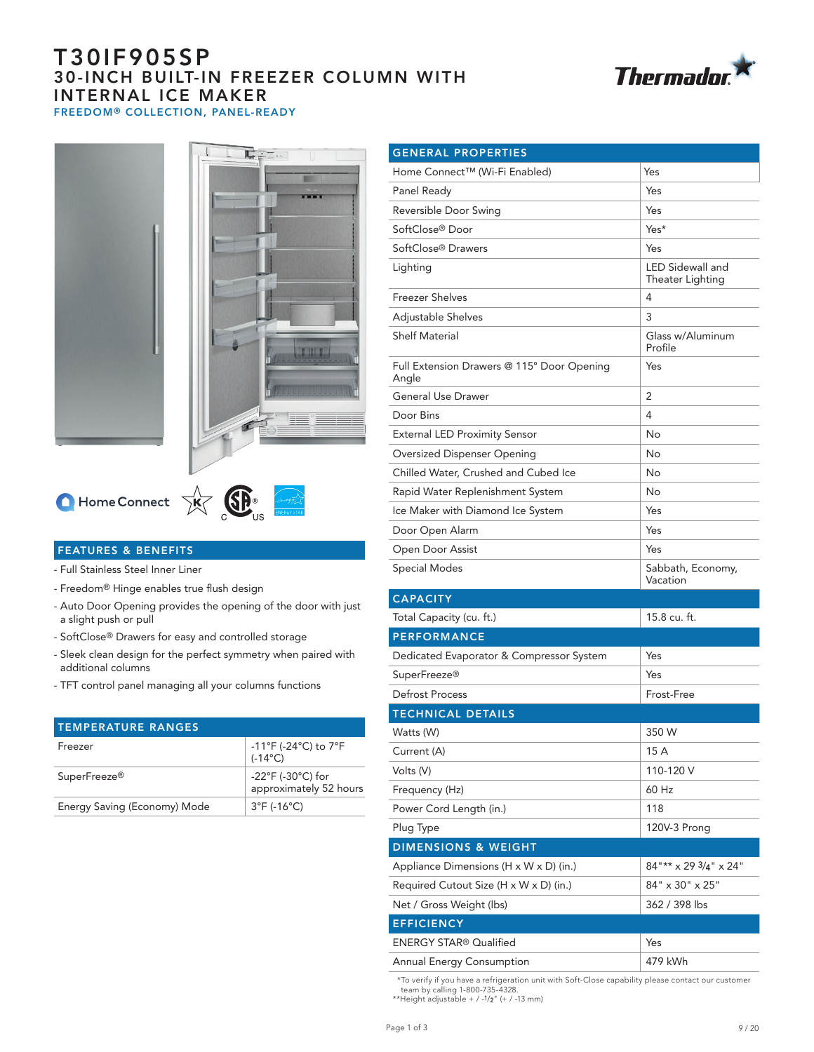# T30IF905SP

## 30-INCH BUILT-IN FREEZER COLUMN WITH INTERNAL ICE MAKER

### FREEDOM® COLLECTION, PANEL-READY

Thermador

Home Connect

### FEATURES & BENEFITS

- Full Stainless Steel Inner Liner
- Freedom® Hinge enables true flush design
- Auto Door Opening provides the opening of the door with just a slight push or pull
- SoftClose® Drawers for easy and controlled storage
- Sleek clean design for the perfect symmetry when paired with additional columns
- TFT control panel managing all your columns functions

| TEMPERATURE RANGES | |
|---|---|
| Freezer | -11°F (-24°C) to 7°F (-14°C) |
| SuperFreeze® | -22°F (-30°C) for approximately 52 hours |
| Energy Saving (Economy) Mode | 3°F (-16°C) |

| GENERAL PROPERTIES | |
|---|---|
| Home Connect™ (Wi-Fi Enabled) | Yes |
| Panel Ready | Yes |
| Reversible Door Swing | Yes |
| SoftClose® Door | Yes* |
| SoftClose® Drawers | Yes |
| Lighting | LED Sidewall and Theater Lighting |
| Freezer Shelves | 4 |
| Adjustable Shelves | 3 |
| Shelf Material | Glass w/Aluminum Profile |
| Full Extension Drawers @ 115° Door Opening Angle | Yes |
| General Use Drawer | 2 |
| Door Bins | 4 |
| External LED Proximity Sensor | No |
| Oversized Dispenser Opening | No |
| Chilled Water, Crushed and Cubed Ice | No |
| Rapid Water Replenishment System | No |
| Ice Maker with Diamond Ice System | Yes |
| Door Open Alarm | Yes |
| Open Door Assist | Yes |
| Special Modes | Sabbath, Economy, Vacation |
| **CAPACITY** | |
| Total Capacity (cu. ft.) | 15.8 cu. ft. |
| **PERFORMANCE** | |
| Dedicated Evaporator & Compressor System | Yes |
| SuperFreeze® | Yes |
| Defrost Process | Frost-Free |
| **TECHNICAL DETAILS** | |
| Watts (W) | 350 W |
| Current (A) | 15 A |
| Volts (V) | 110-120 V |
| Frequency (Hz) | 60 Hz |
| Power Cord Length (in.) | 118 |
| Plug Type | 120V-3 Prong |
| **DIMENSIONS & WEIGHT** | |
| Appliance Dimensions (H x W x D) (in.) | 84"** x 29 3/4" x 24" |
| Required Cutout Size (H x W x D) (in.) | 84" x 30" x 25" |
| Net / Gross Weight (lbs) | 362 / 398 lbs |
| **EFFICIENCY** | |
| ENERGY STAR® Qualified | Yes |
| Annual Energy Consumption | 479 kWh |

*To verify if you have a refrigeration unit with Soft-Close capability please contact our customer team by calling 1-800-735-4328.
**Height adjustable + / -1/2" (+ / -13 mm)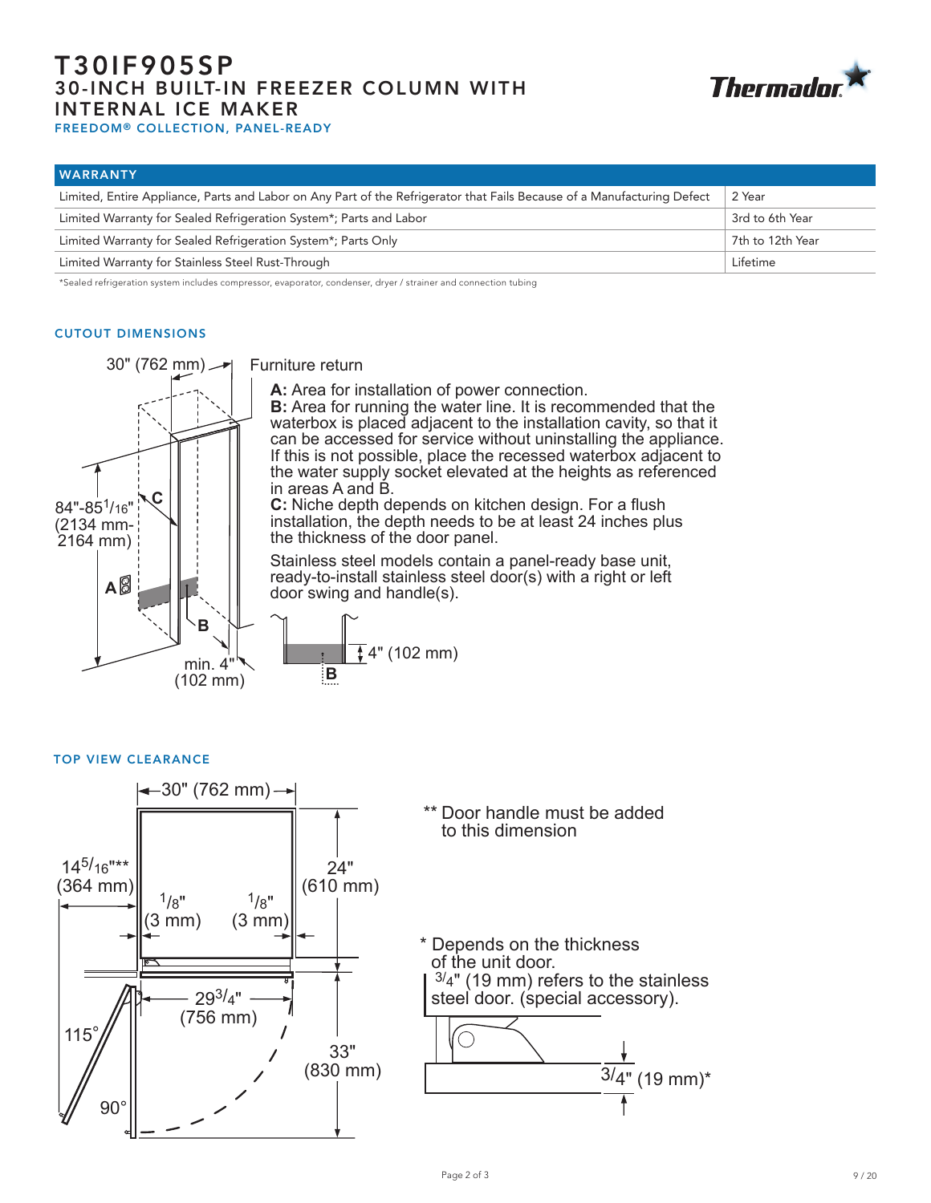# T30IF905SP
## 30-INCH BUILT-IN FREEZER COLUMN WITH INTERNAL ICE MAKER
### FREEDOM® COLLECTION, PANEL-READY

| WARRANTY | |
|---|---|
| Limited, Entire Appliance, Parts and Labor on Any Part of the Refrigerator that Fails Because of a Manufacturing Defect | 2 Year |
| Limited Warranty for Sealed Refrigeration System*; Parts and Labor | 3rd to 6th Year |
| Limited Warranty for Sealed Refrigeration System*; Parts Only | 7th to 12th Year |
| Limited Warranty for Stainless Steel Rust-Through | Lifetime |

*Sealed refrigeration system includes compressor, evaporator, condenser, dryer / strainer and connection tubing

### CUTOUT DIMENSIONS

30" (762 mm)

Furniture return

84"-85 1/16" (2134 mm-2164 mm)

min. 4" (102 mm)

4" (102 mm)

**A:** Area for installation of power connection.
**B:** Area for running the water line. It is recommended that the waterbox is placed adjacent to the installation cavity, so that it can be accessed for service without uninstalling the appliance. If this is not possible, place the recessed waterbox adjacent to the water supply socket elevated at the heights as referenced in areas A and B.
**C:** Niche depth depends on kitchen design. For a flush installation, the depth needs to be at least 24 inches plus the thickness of the door panel.

Stainless steel models contain a panel-ready base unit, ready-to-install stainless steel door(s) with a right or left door swing and handle(s).

### TOP VIEW CLEARANCE

30" (762 mm)

14 5/16"** (364 mm)

1/8" (3 mm)

1/8" (3 mm)

24" (610 mm)

29 3/4" (756 mm)

33" (830 mm)

115°

90°

** Door handle must be added to this dimension

* Depends on the thickness of the unit door. 3/4" (19 mm) refers to the stainless steel door. (special accessory).

3/4" (19 mm)*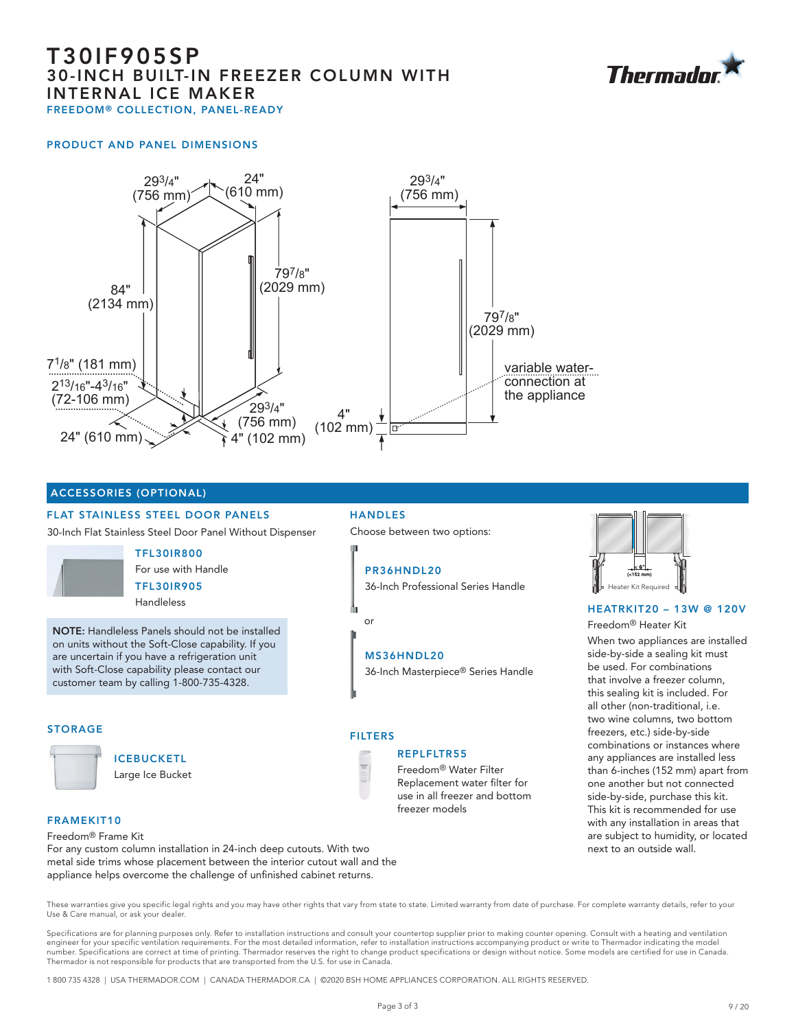# T30IF905SP

## 30-INCH BUILT-IN FREEZER COLUMN WITH INTERNAL ICE MAKER

FREEDOM® COLLECTION, PANEL-READY

### PRODUCT AND PANEL DIMENSIONS

29 3/4" (756 mm)
24" (610 mm)
84" (2134 mm)
79 7/8" (2029 mm)
7 1/8" (181 mm)
2 13/16"-4 3/16" (72-106 mm)
24" (610 mm)
29 3/4" (756 mm)
4" (102 mm)

29 3/4" (756 mm)
79 7/8" (2029 mm)
variable water-connection at the appliance
4" (102 mm)

## ACCESSORIES (OPTIONAL)

### FLAT STAINLESS STEEL DOOR PANELS

30-Inch Flat Stainless Steel Door Panel Without Dispenser

**TFL30IR800**
For use with Handle

**TFL30IR905**
Handleless

**NOTE:** Handleless Panels should not be installed on units without the Soft-Close capability. If you are uncertain if you have a refrigeration unit with Soft-Close capability please contact our customer team by calling 1-800-735-4328.

### HANDLES

Choose between two options:

**PR36HNDL20**
36-Inch Professional Series Handle

or

**MS36HNDL20**
36-Inch Masterpiece® Series Handle

### HEATRKIT20 – 13W @ 120V

< 6" (<152 mm)
Heater Kit Required

Freedom® Heater Kit

When two appliances are installed side-by-side a sealing kit must be used. For combinations that involve a freezer column, this sealing kit is included. For all other (non-traditional, i.e. two wine columns, two bottom freezers, etc.) side-by-side combinations or instances where any appliances are installed less than 6-inches (152 mm) apart from one another but not connected side-by-side, purchase this kit. This kit is recommended for use with any installation in areas that are subject to humidity, or located next to an outside wall.

### STORAGE

**ICEBUCKETL**
Large Ice Bucket

### FILTERS

**REPLFLTR55**
Freedom® Water Filter
Replacement water filter for use in all freezer and bottom freezer models

### FRAMEKIT10

Freedom® Frame Kit
For any custom column installation in 24-inch deep cutouts. With two metal side trims whose placement between the interior cutout wall and the appliance helps overcome the challenge of unfinished cabinet returns.

These warranties give you specific legal rights and you may have other rights that vary from state to state. Limited warranty from date of purchase. For complete warranty details, refer to your Use & Care manual, or ask your dealer.

Specifications are for planning purposes only. Refer to installation instructions and consult your countertop supplier prior to making counter opening. Consult with a heating and ventilation engineer for your specific ventilation requirements. For the most detailed information, refer to installation instructions accompanying product or write to Thermador indicating the model number. Specifications are correct at time of printing. Thermador reserves the right to change product specifications or design without notice. Some models are certified for use in Canada. Thermador is not responsible for products that are transported from the U.S. for use in Canada.

1 800 735 4328 | USA THERMADOR.COM | CANADA THERMADOR.CA | ©2020 BSH HOME APPLIANCES CORPORATION. ALL RIGHTS RESERVED.

9 / 20